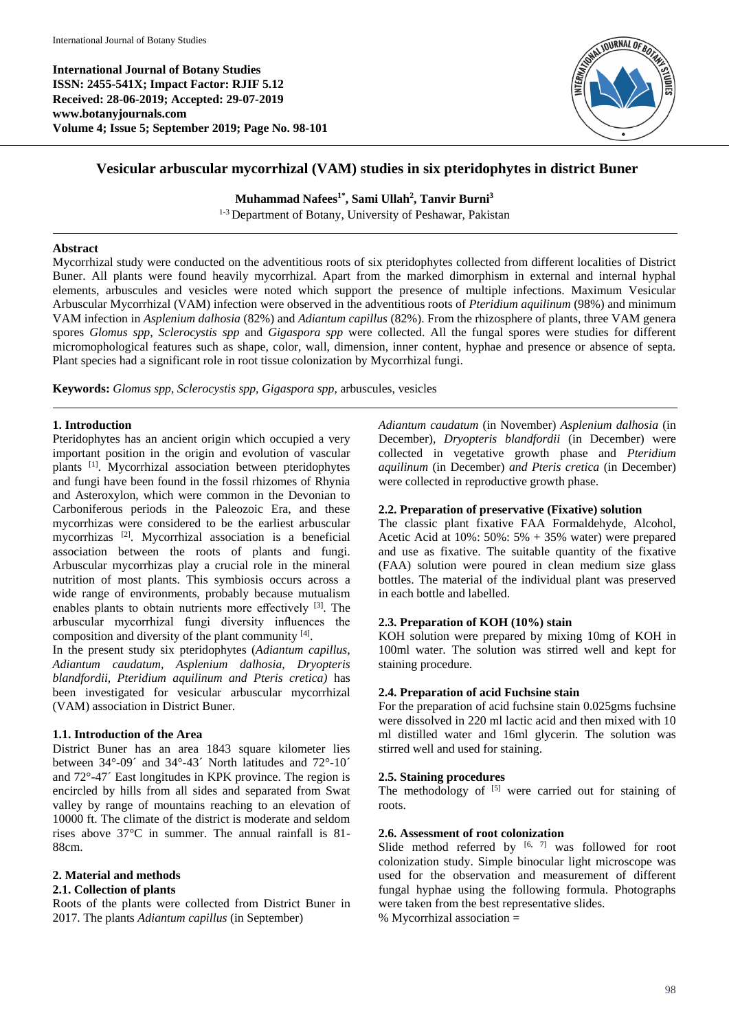**International Journal of Botany Studies**
**ISSN: 2455-541X; Impact Factor: RJIF 5.12**
**Received: 28-06-2019; Accepted: 29-07-2019**
**www.botanyjournals.com**
**Volume 4; Issue 5; September 2019; Page No. 98-101**

# Vesicular arbuscular mycorrhizal (VAM) studies in six pteridophytes in district Buner

**Muhammad Nafees[1*], Sami Ullah[2], Tanvir Burni[3]**

[1-3] Department of Botany, University of Peshawar, Pakistan

## Abstract

Mycorrhizal study were conducted on the adventitious roots of six pteridophytes collected from different localities of District Buner. All plants were found heavily mycorrhizal. Apart from the marked dimorphism in external and internal hyphal elements, arbuscules and vesicles were noted which support the presence of multiple infections. Maximum Vesicular Arbuscular Mycorrhizal (VAM) infection were observed in the adventitious roots of *Pteridium aquilinum* (98%) and minimum VAM infection in *Asplenium dalhosia* (82%) and *Adiantum capillus* (82%). From the rhizosphere of plants, three VAM genera spores *Glomus spp, Sclerocystis spp* and *Gigaspora spp* were collected. All the fungal spores were studies for different micromophological features such as shape, color, wall, dimension, inner content, hyphae and presence or absence of septa. Plant species had a significant role in root tissue colonization by Mycorrhizal fungi.

**Keywords:** *Glomus spp, Sclerocystis spp, Gigaspora spp*, arbuscules, vesicles

## 1. Introduction

Pteridophytes has an ancient origin which occupied a very important position in the origin and evolution of vascular plants [1]. Mycorrhizal association between pteridophytes and fungi have been found in the fossil rhizomes of Rhynia and Asteroxylon, which were common in the Devonian to Carboniferous periods in the Paleozoic Era, and these mycorrhizas were considered to be the earliest arbuscular mycorrhizas [2]. Mycorrhizal association is a beneficial association between the roots of plants and fungi. Arbuscular mycorrhizas play a crucial role in the mineral nutrition of most plants. This symbiosis occurs across a wide range of environments, probably because mutualism enables plants to obtain nutrients more effectively [3]. The arbuscular mycorrhizal fungi diversity influences the composition and diversity of the plant community [4].

In the present study six pteridophytes (*Adiantum capillus, Adiantum caudatum, Asplenium dalhosia, Dryopteris blandfordii, Pteridium aquilinum and Pteris cretica)* has been investigated for vesicular arbuscular mycorrhizal (VAM) association in District Buner.

### 1.1. Introduction of the Area

District Buner has an area 1843 square kilometer lies between 34°-09´ and 34°-43´ North latitudes and 72°-10´ and 72°-47´ East longitudes in KPK province. The region is encircled by hills from all sides and separated from Swat valley by range of mountains reaching to an elevation of 10000 ft. The climate of the district is moderate and seldom rises above 37°C in summer. The annual rainfall is 81-88cm.

## 2. Material and methods

### 2.1. Collection of plants

Roots of the plants were collected from District Buner in 2017. The plants *Adiantum capillus* (in September) *Adiantum caudatum* (in November) *Asplenium dalhosia* (in December), *Dryopteris blandfordii* (in December) were collected in vegetative growth phase and *Pteridium aquilinum* (in December) *and Pteris cretica* (in December) were collected in reproductive growth phase.

### 2.2. Preparation of preservative (Fixative) solution

The classic plant fixative FAA Formaldehyde, Alcohol, Acetic Acid at 10%: 50%: 5% + 35% water) were prepared and use as fixative. The suitable quantity of the fixative (FAA) solution were poured in clean medium size glass bottles. The material of the individual plant was preserved in each bottle and labelled.

### 2.3. Preparation of KOH (10%) stain

KOH solution were prepared by mixing 10mg of KOH in 100ml water. The solution was stirred well and kept for staining procedure.

### 2.4. Preparation of acid Fuchsine stain

For the preparation of acid fuchsine stain 0.025gms fuchsine were dissolved in 220 ml lactic acid and then mixed with 10 ml distilled water and 16ml glycerin. The solution was stirred well and used for staining.

### 2.5. Staining procedures

The methodology of [5] were carried out for staining of roots.

### 2.6. Assessment of root colonization

Slide method referred by [6, 7] was followed for root colonization study. Simple binocular light microscope was used for the observation and measurement of different fungal hyphae using the following formula. Photographs were taken from the best representative slides.

% Mycorrhizal association =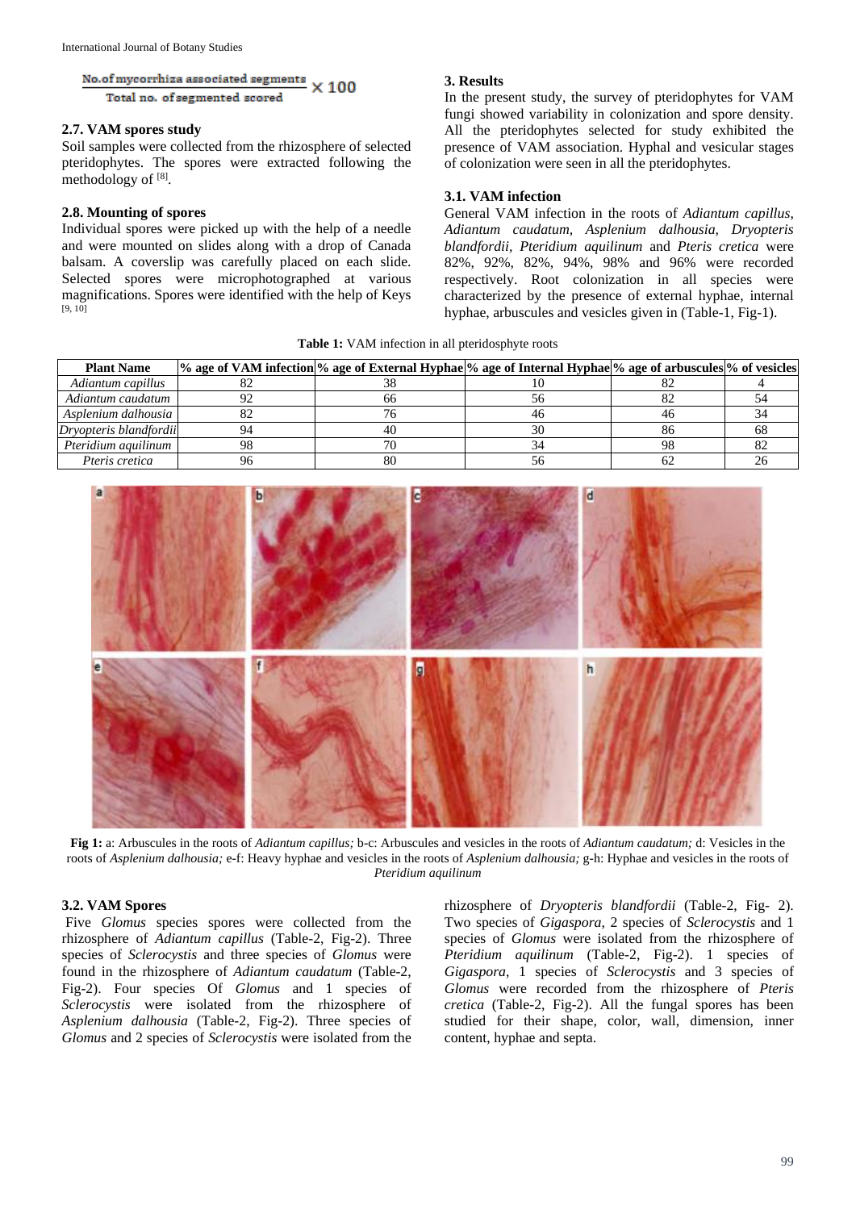$$\frac{\text{No. of mycorrhiza associated segments}}{\text{Total no. of segmented scored}} \times 100$$

### 2.7. VAM spores study

Soil samples were collected from the rhizosphere of selected pteridophytes. The spores were extracted following the methodology of [8].

### 2.8. Mounting of spores

Individual spores were picked up with the help of a needle and were mounted on slides along with a drop of Canada balsam. A coverslip was carefully placed on each slide. Selected spores were microphotographed at various magnifications. Spores were identified with the help of Keys [9, 10]

## 3. Results

In the present study, the survey of pteridophytes for VAM fungi showed variability in colonization and spore density. All the pteridophytes selected for study exhibited the presence of VAM association. Hyphal and vesicular stages of colonization were seen in all the pteridophytes.

### 3.1. VAM infection

General VAM infection in the roots of *Adiantum capillus, Adiantum caudatum, Asplenium dalhousia, Dryopteris blandfordii, Pteridium aquilinum* and *Pteris cretica* were 82%, 92%, 82%, 94%, 98% and 96% were recorded respectively. Root colonization in all species were characterized by the presence of external hyphae, internal hyphae, arbuscules and vesicles given in (Table-1, Fig-1).

**Table 1:** VAM infection in all pteridosphyte roots

| Plant Name | % age of VAM infection | % age of External Hyphae | % age of Internal Hyphae | % age of arbuscules | % of vesicles |
|---|---|---|---|---|---|
| *Adiantum capillus* | 82 | 38 | 10 | 82 | 4 |
| *Adiantum caudatum* | 92 | 66 | 56 | 82 | 54 |
| *Asplenium dalhousia* | 82 | 76 | 46 | 46 | 34 |
| *Dryopteris blandfordii* | 94 | 40 | 30 | 86 | 68 |
| *Pteridium aquilinum* | 98 | 70 | 34 | 98 | 82 |
| *Pteris cretica* | 96 | 80 | 56 | 62 | 26 |

**Fig 1:** a: Arbuscules in the roots of *Adiantum capillus;* b-c: Arbuscules and vesicles in the roots of *Adiantum caudatum;* d: Vesicles in the roots of *Asplenium dalhousia;* e-f: Heavy hyphae and vesicles in the roots of *Asplenium dalhousia;* g-h: Hyphae and vesicles in the roots of *Pteridium aquilinum*

### 3.2. VAM Spores

Five *Glomus* species spores were collected from the rhizosphere of *Adiantum capillus* (Table-2, Fig-2). Three species of *Sclerocystis* and three species of *Glomus* were found in the rhizosphere of *Adiantum caudatum* (Table-2, Fig-2). Four species Of *Glomus* and 1 species of *Sclerocystis* were isolated from the rhizosphere of *Asplenium dalhousia* (Table-2, Fig-2). Three species of *Glomus* and 2 species of *Sclerocystis* were isolated from the rhizosphere of *Dryopteris blandfordii* (Table-2, Fig- 2). Two species of *Gigaspora*, 2 species of *Sclerocystis* and 1 species of *Glomus* were isolated from the rhizosphere of *Pteridium aquilinum* (Table-2, Fig-2). 1 species of *Gigaspora*, 1 species of *Sclerocystis* and 3 species of *Glomus* were recorded from the rhizosphere of *Pteris cretica* (Table-2, Fig-2). All the fungal spores has been studied for their shape, color, wall, dimension, inner content, hyphae and septa.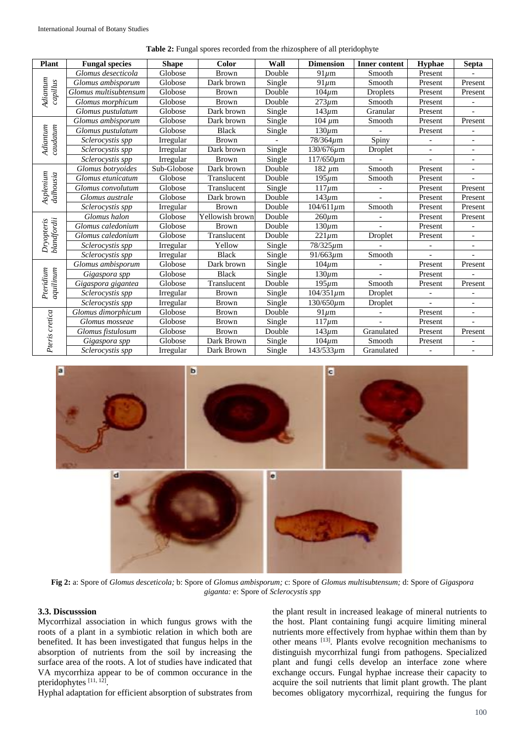**Table 2:** Fungal spores recorded from the rhizosphere of all pteridophyte

| Plant | Fungal species | Shape | Color | Wall | Dimension | Inner content | Hyphae | Septa |
|---|---|---|---|---|---|---|---|---|
| *Adiantum capillus* | *Glomus desecticola* | Globose | Brown | Double | 91µm | Smooth | Present | - |
| | *Glomus ambisporum* | Globose | Dark brown | Single | 91µm | Smooth | Present | Present |
| | *Glomus multisubtensum* | Globose | Brown | Double | 104µm | Droplets | Present | Present |
| | *Glomus morphicum* | Globose | Brown | Double | 273µm | Smooth | Present | - |
| | *Glomus pustulatum* | Globose | Dark brown | Single | 143µm | Granular | Present | - |
| *Adiantum caudatum* | *Glomus ambisporum* | Globose | Dark brown | Single | 104 µm | Smooth | Present | Present |
| | *Glomus pustulatum* | Globose | Black | Single | 130µm | - | Present | - |
| | *Sclerocystis spp* | Irregular | Brown | - | 78/364µm | Spiny | - | - |
| | *Sclerocystis spp* | Irregular | Dark brown | Single | 130/676µm | Droplet | - | - |
| | *Sclerocystis spp* | Irregular | Brown | Single | 117/650µm | - | - | - |
| *Asplenium dalhousia* | *Glomus botryoides* | Sub-Globose | Dark brown | Double | 182 µm | Smooth | Present | - |
| | *Glomus etunicatum* | Globose | Translucent | Double | 195µm | Smooth | Present | - |
| | *Glomus convolutum* | Globose | Translucent | Single | 117µm | - | Present | Present |
| | *Glomus australe* | Globose | Dark brown | Double | 143µm | - | Present | Present |
| | *Sclerocystis spp* | Irregular | Brown | Double | 104/611µm | Smooth | Present | Present |
| *Dryopteris blandfordii* | *Glomus halon* | Globose | Yellowish brown | Double | 260µm | - | Present | Present |
| | *Glomus caledonium* | Globose | Brown | Double | 130µm | - | Present | - |
| | *Glomus caledonium* | Globose | Translucent | Double | 221µm | Droplet | Present | - |
| | *Sclerocystis spp* | Irregular | Yellow | Single | 78/325µm | - | - | - |
| | *Sclerocystis spp* | Irregular | Black | Single | 91/663µm | Smooth | - | - |
| *Pteridium aquilinum* | *Glomus ambisporum* | Globose | Dark brown | Single | 104µm | - | Present | Present |
| | *Gigaspora spp* | Globose | Black | Single | 130µm | - | Present | - |
| | *Gigaspora gigantea* | Globose | Translucent | Double | 195µm | Smooth | Present | Present |
| | *Sclerocystis spp* | Irregular | Brown | Single | 104/351µm | Droplet | - | - |
| | *Sclerocystis spp* | Irregular | Brown | Single | 130/650µm | Droplet | - | - |
| *Pteris cretica* | *Glomus dimorphicum* | Globose | Brown | Double | 91µm | - | Present | - |
| | *Glomus mosseae* | Globose | Brown | Single | 117µm | - | Present | - |
| | *Glomus fistulosum* | Globose | Brown | Double | 143µm | Granulated | Present | Present |
| | *Gigaspora spp* | Globose | Dark Brown | Single | 104µm | Smooth | Present | - |
| | *Sclerocystis spp* | Irregular | Dark Brown | Single | 143/533µm | Granulated | - | - |

**Fig 2:** a: Spore of *Glomus desceticola;* b: Spore of *Glomus ambisporum;* c: Spore of *Glomus multisubtensum;* d: Spore of *Gigaspora giganta:* e: Spore of *Sclerocystis spp*

### 3.3. Discusssion

Mycorrhizal association in which fungus grows with the roots of a plant in a symbiotic relation in which both are benefited. It has been investigated that fungus helps in the absorption of nutrients from the soil by increasing the surface area of the roots. A lot of studies have indicated that VA mycorrhiza appear to be of common occurance in the pteridophytes [11, 12].

Hyphal adaptation for efficient absorption of substrates from the plant result in increased leakage of mineral nutrients to the host. Plant containing fungi acquire limiting mineral nutrients more effectively from hyphae within them than by other means [13]. Plants evolve recognition mechanisms to distinguish mycorrhizal fungi from pathogens. Specialized plant and fungi cells develop an interface zone where exchange occurs. Fungal hyphae increase their capacity to acquire the soil nutrients that limit plant growth. The plant becomes obligatory mycorrhizal, requiring the fungus for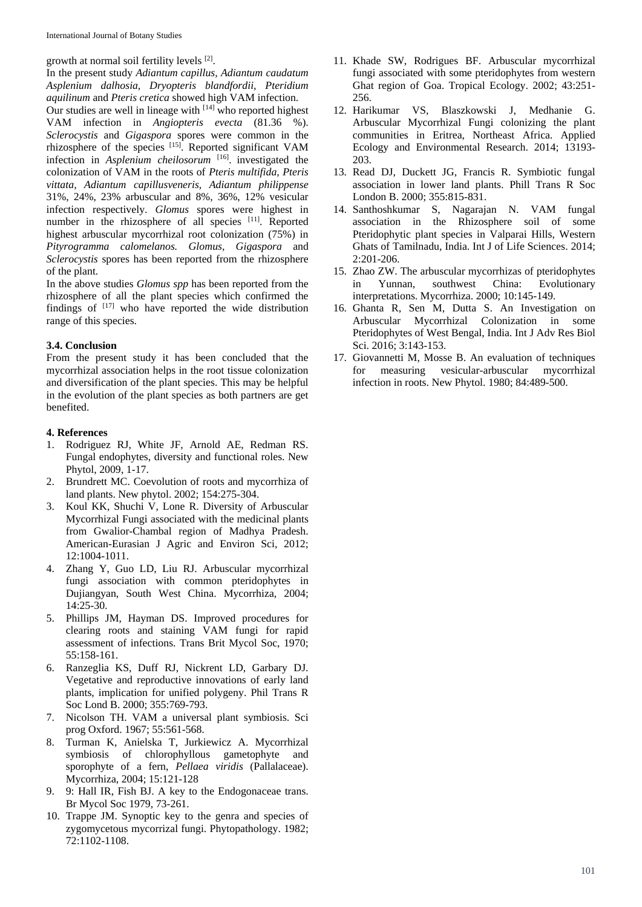growth at normal soil fertility levels [2].

In the present study *Adiantum capillus, Adiantum caudatum Asplenium dalhosia, Dryopteris blandfordii, Pteridium aquilinum* and *Pteris cretica* showed high VAM infection.

Our studies are well in lineage with [14] who reported highest VAM infection in *Angiopteris evecta* (81.36 %). *Sclerocystis* and *Gigaspora* spores were common in the rhizosphere of the species [15]. Reported significant VAM infection in *Asplenium cheilosorum* [16]. investigated the colonization of VAM in the roots of *Pteris multifida, Pteris vittata, Adiantum capillusveneris, Adiantum philippense* 31%, 24%, 23% arbuscular and 8%, 36%, 12% vesicular infection respectively. *Glomus* spores were highest in number in the rhizosphere of all species [11]. Reported highest arbuscular mycorrhizal root colonization (75%) in *Pityrogramma calomelanos. Glomus, Gigaspora* and *Sclerocystis* spores has been reported from the rhizosphere of the plant.

In the above studies *Glomus spp* has been reported from the rhizosphere of all the plant species which confirmed the findings of [17] who have reported the wide distribution range of this species.

### 3.4. Conclusion

From the present study it has been concluded that the mycorrhizal association helps in the root tissue colonization and diversification of the plant species. This may be helpful in the evolution of the plant species as both partners are get benefited.

## 4. References

1. Rodriguez RJ, White JF, Arnold AE, Redman RS. Fungal endophytes, diversity and functional roles. New Phytol, 2009, 1-17.
2. Brundrett MC. Coevolution of roots and mycorrhiza of land plants. New phytol. 2002; 154:275-304.
3. Koul KK, Shuchi V, Lone R. Diversity of Arbuscular Mycorrhizal Fungi associated with the medicinal plants from Gwalior-Chambal region of Madhya Pradesh. American-Eurasian J Agric and Environ Sci, 2012; 12:1004-1011.
4. Zhang Y, Guo LD, Liu RJ. Arbuscular mycorrhizal fungi association with common pteridophytes in Dujiangyan, South West China. Mycorrhiza, 2004; 14:25-30.
5. Phillips JM, Hayman DS. Improved procedures for clearing roots and staining VAM fungi for rapid assessment of infections. Trans Brit Mycol Soc, 1970; 55:158-161.
6. Ranzeglia KS, Duff RJ, Nickrent LD, Garbary DJ. Vegetative and reproductive innovations of early land plants, implication for unified polygeny. Phil Trans R Soc Lond B. 2000; 355:769-793.
7. Nicolson TH. VAM a universal plant symbiosis. Sci prog Oxford. 1967; 55:561-568.
8. Turman K, Anielska T, Jurkiewicz A. Mycorrhizal symbiosis of chlorophyllous gametophyte and sporophyte of a fern, *Pellaea viridis* (Pallalaceae). Mycorrhiza, 2004; 15:121-128
9. 9: Hall IR, Fish BJ. A key to the Endogonaceae trans. Br Mycol Soc 1979, 73-261.
10. Trappe JM. Synoptic key to the genra and species of zygomycetous mycorrizal fungi. Phytopathology. 1982; 72:1102-1108.
11. Khade SW, Rodrigues BF. Arbuscular mycorrhizal fungi associated with some pteridophytes from western Ghat region of Goa. Tropical Ecology. 2002; 43:251-256.
12. Harikumar VS, Blaszkowski J, Medhanie G. Arbuscular Mycorrhizal Fungi colonizing the plant communities in Eritrea, Northeast Africa. Applied Ecology and Environmental Research. 2014; 13193-203.
13. Read DJ, Duckett JG, Francis R. Symbiotic fungal association in lower land plants. Phill Trans R Soc London B. 2000; 355:815-831.
14. Santhoshkumar S, Nagarajan N. VAM fungal association in the Rhizosphere soil of some Pteridophytic plant species in Valparai Hills, Western Ghats of Tamilnadu, India. Int J of Life Sciences. 2014; 2:201-206.
15. Zhao ZW. The arbuscular mycorrhizas of pteridophytes in Yunnan, southwest China: Evolutionary interpretations. Mycorrhiza. 2000; 10:145-149.
16. Ghanta R, Sen M, Dutta S. An Investigation on Arbuscular Mycorrhizal Colonization in some Pteridophytes of West Bengal, India. Int J Adv Res Biol Sci. 2016; 3:143-153.
17. Giovannetti M, Mosse B. An evaluation of techniques for measuring vesicular-arbuscular mycorrhizal infection in roots. New Phytol. 1980; 84:489-500.